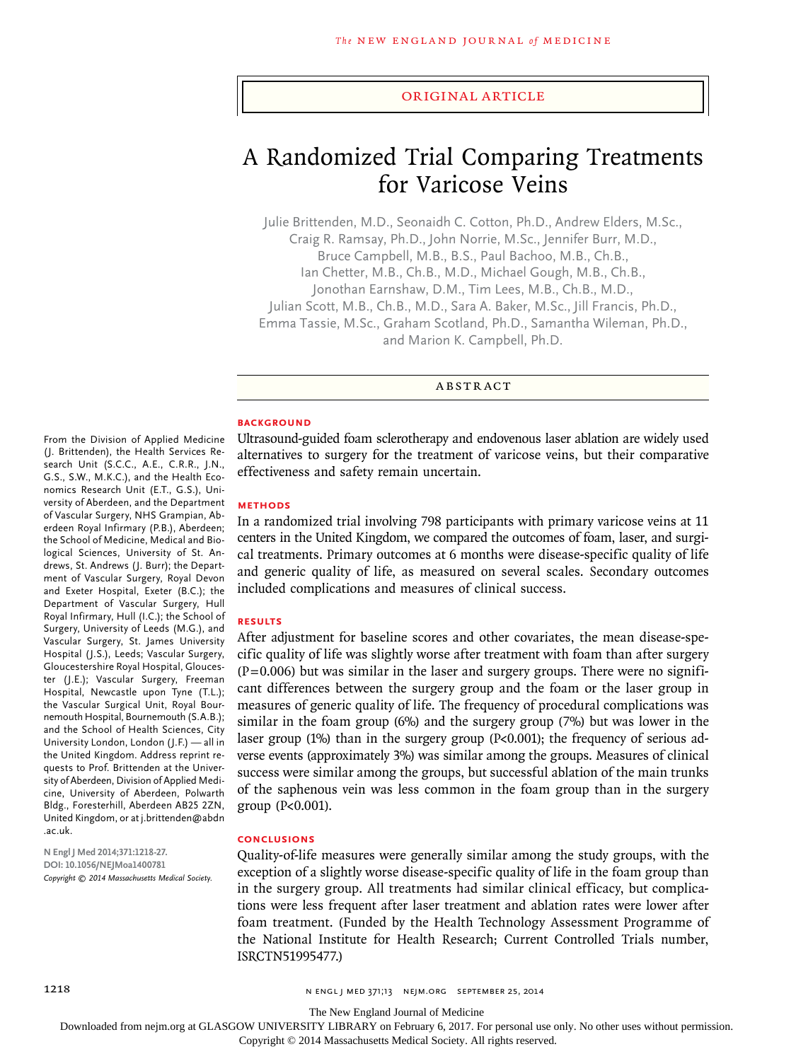Original Article

# A Randomized Trial Comparing Treatments for Varicose Veins

Julie Brittenden, M.D., Seonaidh C. Cotton, Ph.D., Andrew Elders, M.Sc., Craig R. Ramsay, Ph.D., John Norrie, M.Sc., Jennifer Burr, M.D., Bruce Campbell, M.B., B.S., Paul Bachoo, M.B., Ch.B., Ian Chetter, M.B., Ch.B., M.D., Michael Gough, M.B., Ch.B., Jonothan Earnshaw, D.M., Tim Lees, M.B., Ch.B., M.D., Julian Scott, M.B., Ch.B., M.D., Sara A. Baker, M.Sc., Jill Francis, Ph.D., Emma Tassie, M.Sc., Graham Scotland, Ph.D., Samantha Wileman, Ph.D., and Marion K. Campbell, Ph.D.

## ABSTRACT

### BACKGROUND

Ultrasound-guided foam sclerotherapy and endovenous laser ablation are widely used alternatives to surgery for the treatment of varicose veins, but their comparative effectiveness and safety remain uncertain.

### METHODS

In a randomized trial involving 798 participants with primary varicose veins at 11 centers in the United Kingdom, we compared the outcomes of foam, laser, and surgical treatments. Primary outcomes at 6 months were disease-specific quality of life and generic quality of life, as measured on several scales. Secondary outcomes included complications and measures of clinical success.

### RESULTS

After adjustment for baseline scores and other covariates, the mean disease-specific quality of life was slightly worse after treatment with foam than after surgery ($P=0.006$) but was similar in the laser and surgery groups. There were no significant differences between the surgery group and the foam or the laser group in measures of generic quality of life. The frequency of procedural complications was similar in the foam group (6%) and the surgery group (7%) but was lower in the laser group (1%) than in the surgery group ($P<0.001$); the frequency of serious adverse events (approximately 3%) was similar among the groups. Measures of clinical success were similar among the groups, but successful ablation of the main trunks of the saphenous vein was less common in the foam group than in the surgery group ($P<0.001$).

### CONCLUSIONS

Quality-of-life measures were generally similar among the study groups, with the exception of a slightly worse disease-specific quality of life in the foam group than in the surgery group. All treatments had similar clinical efficacy, but complications were less frequent after laser treatment and ablation rates were lower after foam treatment. (Funded by the Health Technology Assessment Programme of the National Institute for Health Research; Current Controlled Trials number, ISRCTN51995477.)

From the Division of Applied Medicine (J. Brittenden), the Health Services Research Unit (S.C.C., A.E., C.R.R., J.N., G.S., S.W., M.K.C.), and the Health Economics Research Unit (E.T., G.S.), University of Aberdeen, and the Department of Vascular Surgery, NHS Grampian, Aberdeen Royal Infirmary (P.B.), Aberdeen; the School of Medicine, Medical and Biological Sciences, University of St. Andrews, St. Andrews (J. Burr); the Department of Vascular Surgery, Royal Devon and Exeter Hospital, Exeter (B.C.); the Department of Vascular Surgery, Hull Royal Infirmary, Hull (I.C.); the School of Surgery, University of Leeds (M.G.), and Vascular Surgery, St. James University Hospital (J.S.), Leeds; Vascular Surgery, Gloucestershire Royal Hospital, Gloucester (J.E.); Vascular Surgery, Freeman Hospital, Newcastle upon Tyne (T.L.); the Vascular Surgical Unit, Royal Bournemouth Hospital, Bournemouth (S.A.B.); and the School of Health Sciences, City University London, London (J.F.) — all in the United Kingdom. Address reprint requests to Prof. Brittenden at the University of Aberdeen, Division of Applied Medicine, University of Aberdeen, Polwarth Bldg., Foresterhill, Aberdeen AB25 2ZN, United Kingdom, or at j.brittenden@abdn.ac.uk.

N Engl J Med 2014;371:1218-27.
DOI: 10.1056/NEJMoa1400781
*Copyright © 2014 Massachusetts Medical Society.*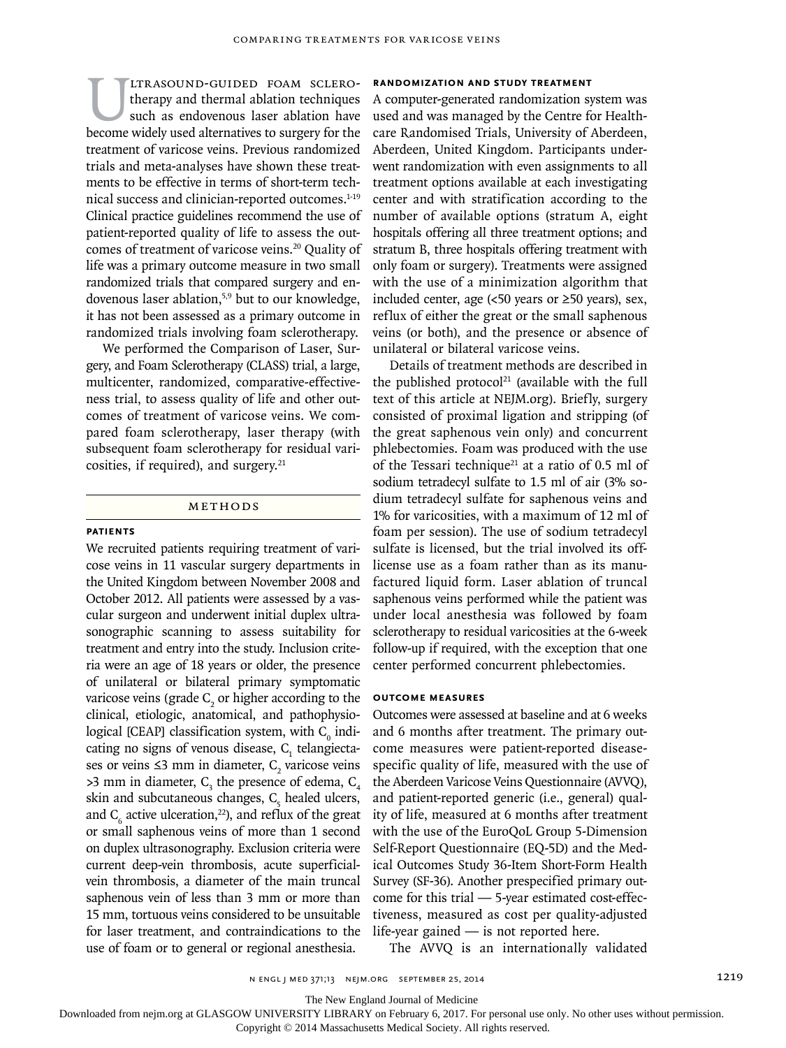Ultrasound-guided foam sclerotherapy and thermal ablation techniques such as endovenous laser ablation have become widely used alternatives to surgery for the treatment of varicose veins. Previous randomized trials and meta-analyses have shown these treatments to be effective in terms of short-term technical success and clinician-reported outcomes.[1-19] Clinical practice guidelines recommend the use of patient-reported quality of life to assess the outcomes of treatment of varicose veins.[20] Quality of life was a primary outcome measure in two small randomized trials that compared surgery and endovenous laser ablation,[5,9] but to our knowledge, it has not been assessed as a primary outcome in randomized trials involving foam sclerotherapy.

We performed the Comparison of Laser, Surgery, and Foam Sclerotherapy (CLASS) trial, a large, multicenter, randomized, comparative-effectiveness trial, to assess quality of life and other outcomes of treatment of varicose veins. We compared foam sclerotherapy, laser therapy (with subsequent foam sclerotherapy for residual varicosities, if required), and surgery.[21]

## Methods

### Patients

We recruited patients requiring treatment of varicose veins in 11 vascular surgery departments in the United Kingdom between November 2008 and October 2012. All patients were assessed by a vascular surgeon and underwent initial duplex ultrasonographic scanning to assess suitability for treatment and entry into the study. Inclusion criteria were an age of 18 years or older, the presence of unilateral or bilateral primary symptomatic varicose veins (grade $C_2$ or higher according to the clinical, etiologic, anatomical, and pathophysiological [CEAP] classification system, with $C_0$ indicating no signs of venous disease, $C_1$ telangiectases or veins ≤3 mm in diameter, $C_2$ varicose veins >3 mm in diameter, $C_3$ the presence of edema, $C_4$ skin and subcutaneous changes, $C_5$ healed ulcers, and $C_6$ active ulceration,[22]), and reflux of the great or small saphenous veins of more than 1 second on duplex ultrasonography. Exclusion criteria were current deep-vein thrombosis, acute superficial-vein thrombosis, a diameter of the main truncal saphenous vein of less than 3 mm or more than 15 mm, tortuous veins considered to be unsuitable for laser treatment, and contraindications to the use of foam or to general or regional anesthesia.

### Randomization and Study Treatment

A computer-generated randomization system was used and was managed by the Centre for Healthcare Randomised Trials, University of Aberdeen, Aberdeen, United Kingdom. Participants underwent randomization with even assignments to all treatment options available at each investigating center and with stratification according to the number of available options (stratum A, eight hospitals offering all three treatment options; and stratum B, three hospitals offering treatment with only foam or surgery). Treatments were assigned with the use of a minimization algorithm that included center, age (<50 years or ≥50 years), sex, reflux of either the great or the small saphenous veins (or both), and the presence or absence of unilateral or bilateral varicose veins.

Details of treatment methods are described in the published protocol[21] (available with the full text of this article at NEJM.org). Briefly, surgery consisted of proximal ligation and stripping (of the great saphenous vein only) and concurrent phlebectomies. Foam was produced with the use of the Tessari technique[21] at a ratio of 0.5 ml of sodium tetradecyl sulfate to 1.5 ml of air (3% sodium tetradecyl sulfate for saphenous veins and 1% for varicosities, with a maximum of 12 ml of foam per session). The use of sodium tetradecyl sulfate is licensed, but the trial involved its off-license use as a foam rather than as its manufactured liquid form. Laser ablation of truncal saphenous veins performed while the patient was under local anesthesia was followed by foam sclerotherapy to residual varicosities at the 6-week follow-up if required, with the exception that one center performed concurrent phlebectomies.

### Outcome Measures

Outcomes were assessed at baseline and at 6 weeks and 6 months after treatment. The primary outcome measures were patient-reported disease-specific quality of life, measured with the use of the Aberdeen Varicose Veins Questionnaire (AVVQ), and patient-reported generic (i.e., general) quality of life, measured at 6 months after treatment with the use of the EuroQoL Group 5-Dimension Self-Report Questionnaire (EQ-5D) and the Medical Outcomes Study 36-Item Short-Form Health Survey (SF-36). Another prespecified primary outcome for this trial — 5-year estimated cost-effectiveness, measured as cost per quality-adjusted life-year gained — is not reported here.

The AVVQ is an internationally validated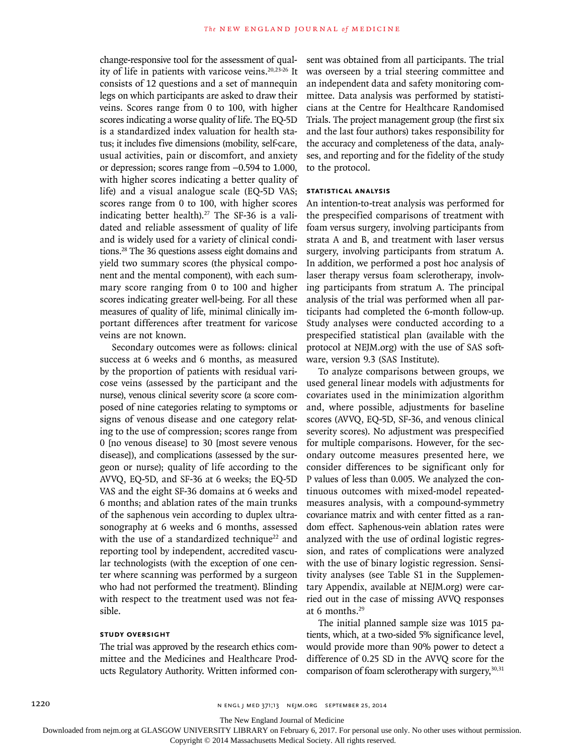change-responsive tool for the assessment of quality of life in patients with varicose veins.[20,23-26] It consists of 12 questions and a set of mannequin legs on which participants are asked to draw their veins. Scores range from 0 to 100, with higher scores indicating a worse quality of life. The EQ-5D is a standardized index valuation for health status; it includes five dimensions (mobility, self-care, usual activities, pain or discomfort, and anxiety or depression; scores range from −0.594 to 1.000, with higher scores indicating a better quality of life) and a visual analogue scale (EQ-5D VAS; scores range from 0 to 100, with higher scores indicating better health).[27] The SF-36 is a validated and reliable assessment of quality of life and is widely used for a variety of clinical conditions.[28] The 36 questions assess eight domains and yield two summary scores (the physical component and the mental component), with each summary score ranging from 0 to 100 and higher scores indicating greater well-being. For all these measures of quality of life, minimal clinically important differences after treatment for varicose veins are not known.

Secondary outcomes were as follows: clinical success at 6 weeks and 6 months, as measured by the proportion of patients with residual varicose veins (assessed by the participant and the nurse), venous clinical severity score (a score composed of nine categories relating to symptoms or signs of venous disease and one category relating to the use of compression; scores range from 0 [no venous disease] to 30 [most severe venous disease]), and complications (assessed by the surgeon or nurse); quality of life according to the AVVQ, EQ-5D, and SF-36 at 6 weeks; the EQ-5D VAS and the eight SF-36 domains at 6 weeks and 6 months; and ablation rates of the main trunks of the saphenous vein according to duplex ultrasonography at 6 weeks and 6 months, assessed with the use of a standardized technique[22] and reporting tool by independent, accredited vascular technologists (with the exception of one center where scanning was performed by a surgeon who had not performed the treatment). Blinding with respect to the treatment used was not feasible.

### STUDY OVERSIGHT

The trial was approved by the research ethics committee and the Medicines and Healthcare Products Regulatory Authority. Written informed consent was obtained from all participants. The trial was overseen by a trial steering committee and an independent data and safety monitoring committee. Data analysis was performed by statisticians at the Centre for Healthcare Randomised Trials. The project management group (the first six and the last four authors) takes responsibility for the accuracy and completeness of the data, analyses, and reporting and for the fidelity of the study to the protocol.

### STATISTICAL ANALYSIS

An intention-to-treat analysis was performed for the prespecified comparisons of treatment with foam versus surgery, involving participants from strata A and B, and treatment with laser versus surgery, involving participants from stratum A. In addition, we performed a post hoc analysis of laser therapy versus foam sclerotherapy, involving participants from stratum A. The principal analysis of the trial was performed when all participants had completed the 6-month follow-up. Study analyses were conducted according to a prespecified statistical plan (available with the protocol at NEJM.org) with the use of SAS software, version 9.3 (SAS Institute).

To analyze comparisons between groups, we used general linear models with adjustments for covariates used in the minimization algorithm and, where possible, adjustments for baseline scores (AVVQ, EQ-5D, SF-36, and venous clinical severity scores). No adjustment was prespecified for multiple comparisons. However, for the secondary outcome measures presented here, we consider differences to be significant only for P values of less than 0.005. We analyzed the continuous outcomes with mixed-model repeated-measures analysis, with a compound-symmetry covariance matrix and with center fitted as a random effect. Saphenous-vein ablation rates were analyzed with the use of ordinal logistic regression, and rates of complications were analyzed with the use of binary logistic regression. Sensitivity analyses (see Table S1 in the Supplementary Appendix, available at NEJM.org) were carried out in the case of missing AVVQ responses at 6 months.[29]

The initial planned sample size was 1015 patients, which, at a two-sided 5% significance level, would provide more than 90% power to detect a difference of 0.25 SD in the AVVQ score for the comparison of foam sclerotherapy with surgery,[30,31]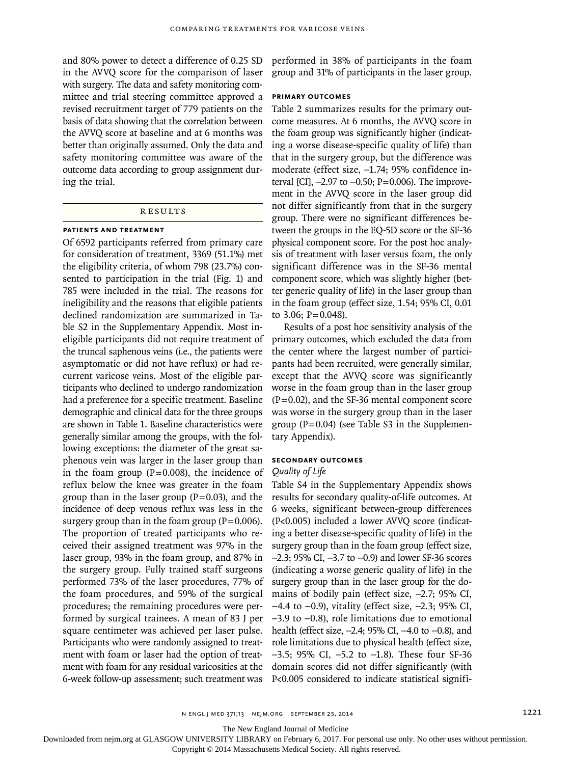and 80% power to detect a difference of 0.25 SD in the AVVQ score for the comparison of laser with surgery. The data and safety monitoring committee and trial steering committee approved a revised recruitment target of 779 patients on the basis of data showing that the correlation between the AVVQ score at baseline and at 6 months was better than originally assumed. Only the data and safety monitoring committee was aware of the outcome data according to group assignment during the trial.

## Results

### Patients and Treatment

Of 6592 participants referred from primary care for consideration of treatment, 3369 (51.1%) met the eligibility criteria, of whom 798 (23.7%) consented to participation in the trial (Fig. 1) and 785 were included in the trial. The reasons for ineligibility and the reasons that eligible patients declined randomization are summarized in Table S2 in the Supplementary Appendix. Most ineligible participants did not require treatment of the truncal saphenous veins (i.e., the patients were asymptomatic or did not have reflux) or had recurrent varicose veins. Most of the eligible participants who declined to undergo randomization had a preference for a specific treatment. Baseline demographic and clinical data for the three groups are shown in Table 1. Baseline characteristics were generally similar among the groups, with the following exceptions: the diameter of the great saphenous vein was larger in the laser group than in the foam group (P=0.008), the incidence of reflux below the knee was greater in the foam group than in the laser group (P=0.03), and the incidence of deep venous reflux was less in the surgery group than in the foam group (P=0.006). The proportion of treated participants who received their assigned treatment was 97% in the laser group, 93% in the foam group, and 87% in the surgery group. Fully trained staff surgeons performed 73% of the laser procedures, 77% of the foam procedures, and 59% of the surgical procedures; the remaining procedures were performed by surgical trainees. A mean of 83 J per square centimeter was achieved per laser pulse. Participants who were randomly assigned to treatment with foam or laser had the option of treatment with foam for any residual varicosities at the 6-week follow-up assessment; such treatment was performed in 38% of participants in the foam group and 31% of participants in the laser group.

### Primary Outcomes

Table 2 summarizes results for the primary outcome measures. At 6 months, the AVVQ score in the foam group was significantly higher (indicating a worse disease-specific quality of life) than that in the surgery group, but the difference was moderate (effect size, −1.74; 95% confidence interval [CI], −2.97 to −0.50; P=0.006). The improvement in the AVVQ score in the laser group did not differ significantly from that in the surgery group. There were no significant differences between the groups in the EQ-5D score or the SF-36 physical component score. For the post hoc analysis of treatment with laser versus foam, the only significant difference was in the SF-36 mental component score, which was slightly higher (better generic quality of life) in the laser group than in the foam group (effect size, 1.54; 95% CI, 0.01 to 3.06; P=0.048).

Results of a post hoc sensitivity analysis of the primary outcomes, which excluded the data from the center where the largest number of participants had been recruited, were generally similar, except that the AVVQ score was significantly worse in the foam group than in the laser group (P=0.02), and the SF-36 mental component score was worse in the surgery group than in the laser group (P=0.04) (see Table S3 in the Supplementary Appendix).

### Secondary Outcomes

#### *Quality of Life*

Table S4 in the Supplementary Appendix shows results for secondary quality-of-life outcomes. At 6 weeks, significant between-group differences (P<0.005) included a lower AVVQ score (indicating a better disease-specific quality of life) in the surgery group than in the foam group (effect size, −2.3; 95% CI, −3.7 to −0.9) and lower SF-36 scores (indicating a worse generic quality of life) in the surgery group than in the laser group for the domains of bodily pain (effect size, −2.7; 95% CI, −4.4 to −0.9), vitality (effect size, −2.3; 95% CI, −3.9 to −0.8), role limitations due to emotional health (effect size, −2.4; 95% CI, −4.0 to −0.8), and role limitations due to physical health (effect size, −3.5; 95% CI, −5.2 to −1.8). These four SF-36 domain scores did not differ significantly (with P<0.005 considered to indicate statistical signifi-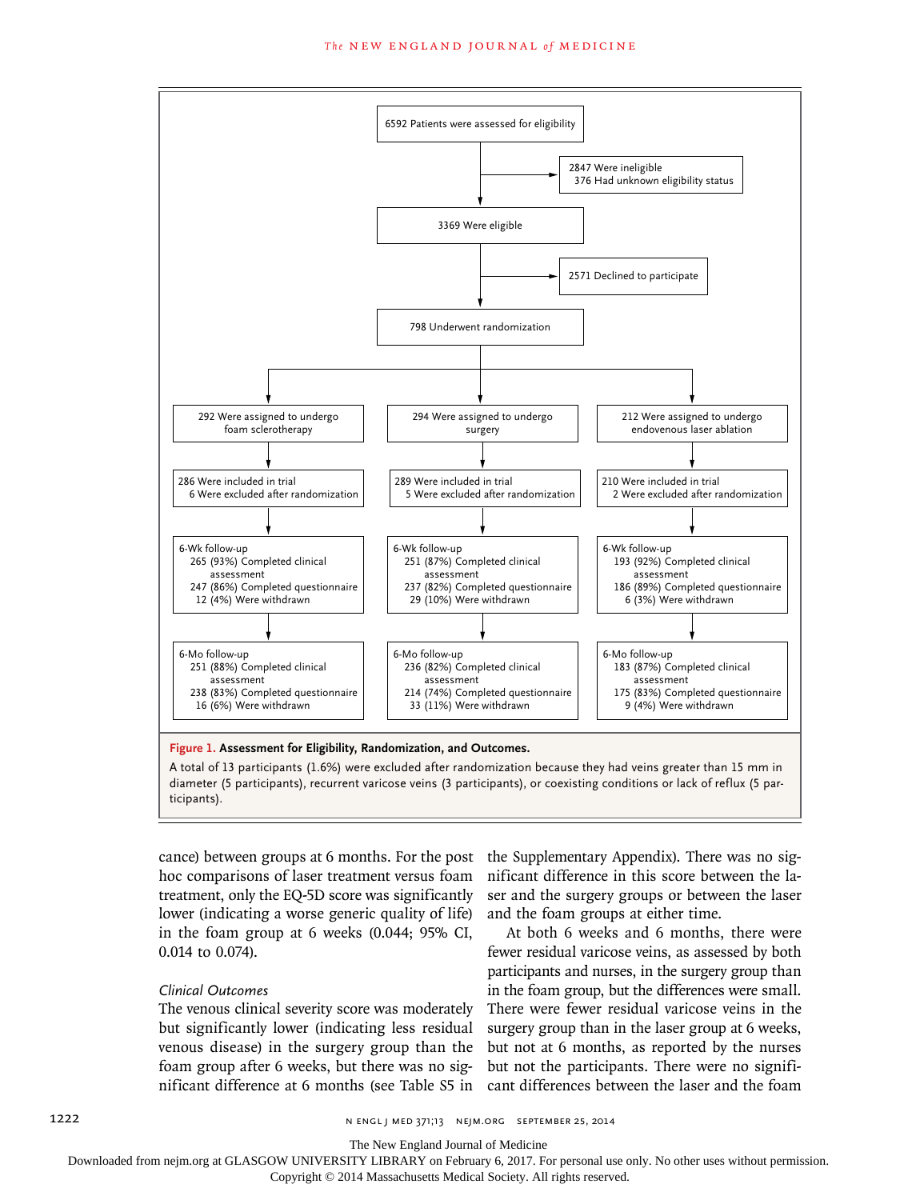6592 Patients were assessed for eligibility

2847 Were ineligible
376 Had unknown eligibility status

3369 Were eligible

2571 Declined to participate

798 Underwent randomization

| Foam sclerotherapy | Surgery | Endovenous laser ablation |
|---|---|---|
| 292 Were assigned to undergo foam sclerotherapy | 294 Were assigned to undergo surgery | 212 Were assigned to undergo endovenous laser ablation |
| 286 Were included in trial; 6 Were excluded after randomization | 289 Were included in trial; 5 Were excluded after randomization | 210 Were included in trial; 2 Were excluded after randomization |
| 6-Wk follow-up: 265 (93%) Completed clinical assessment; 247 (86%) Completed questionnaire; 12 (4%) Were withdrawn | 6-Wk follow-up: 251 (87%) Completed clinical assessment; 237 (82%) Completed questionnaire; 29 (10%) Were withdrawn | 6-Wk follow-up: 193 (92%) Completed clinical assessment; 186 (89%) Completed questionnaire; 6 (3%) Were withdrawn |
| 6-Mo follow-up: 251 (88%) Completed clinical assessment; 238 (83%) Completed questionnaire; 16 (6%) Were withdrawn | 6-Mo follow-up: 236 (82%) Completed clinical assessment; 214 (74%) Completed questionnaire; 33 (11%) Were withdrawn | 6-Mo follow-up: 183 (87%) Completed clinical assessment; 175 (83%) Completed questionnaire; 9 (4%) Were withdrawn |

**Figure 1. Assessment for Eligibility, Randomization, and Outcomes.**

A total of 13 participants (1.6%) were excluded after randomization because they had veins greater than 15 mm in diameter (5 participants), recurrent varicose veins (3 participants), or coexisting conditions or lack of reflux (5 participants).

cance) between groups at 6 months. For the post hoc comparisons of laser treatment versus foam treatment, only the EQ-5D score was significantly lower (indicating a worse generic quality of life) in the foam group at 6 weeks (0.044; 95% CI, 0.014 to 0.074).

### *Clinical Outcomes*

The venous clinical severity score was moderately but significantly lower (indicating less residual venous disease) in the surgery group than the foam group after 6 weeks, but there was no significant difference at 6 months (see Table S5 in the Supplementary Appendix). There was no significant difference in this score between the laser and the surgery groups or between the laser and the foam groups at either time.

At both 6 weeks and 6 months, there were fewer residual varicose veins, as assessed by both participants and nurses, in the surgery group than in the foam group, but the differences were small. There were fewer residual varicose veins in the surgery group than in the laser group at 6 weeks, but not at 6 months, as reported by the nurses but not the participants. There were no significant differences between the laser and the foam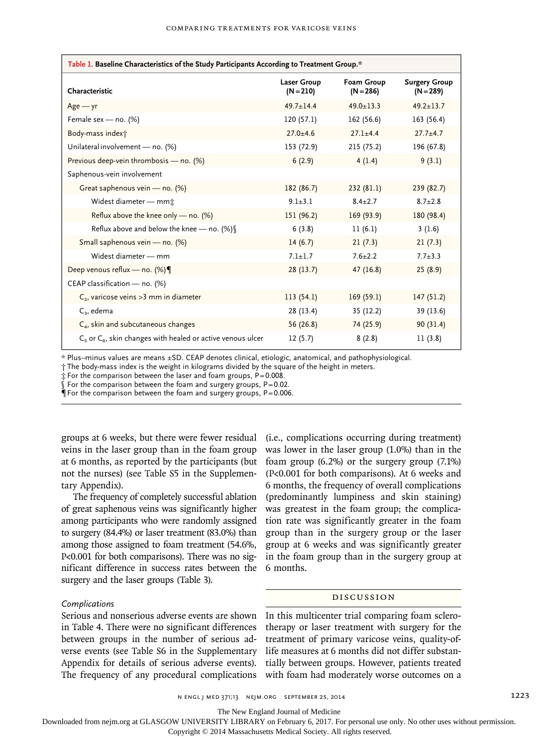**Table 1. Baseline Characteristics of the Study Participants According to Treatment Group.***

| Characteristic | Laser Group (N=210) | Foam Group (N=286) | Surgery Group (N=289) |
|---|---|---|---|
| Age — yr | 49.7±14.4 | 49.0±13.3 | 49.2±13.7 |
| Female sex — no. (%) | 120 (57.1) | 162 (56.6) | 163 (56.4) |
| Body-mass index† | 27.0±4.6 | 27.1±4.4 | 27.7±4.7 |
| Unilateral involvement — no. (%) | 153 (72.9) | 215 (75.2) | 196 (67.8) |
| Previous deep-vein thrombosis — no. (%) | 6 (2.9) | 4 (1.4) | 9 (3.1) |
| Saphenous-vein involvement | | | |
| Great saphenous vein — no. (%) | 182 (86.7) | 232 (81.1) | 239 (82.7) |
| Widest diameter — mm‡ | 9.1±3.1 | 8.4±2.7 | 8.7±2.8 |
| Reflux above the knee only — no. (%) | 151 (96.2) | 169 (93.9) | 180 (98.4) |
| Reflux above and below the knee — no. (%)§ | 6 (3.8) | 11 (6.1) | 3 (1.6) |
| Small saphenous vein — no. (%) | 14 (6.7) | 21 (7.3) | 21 (7.3) |
| Widest diameter — mm | 7.1±1.7 | 7.6±2.2 | 7.7±3.3 |
| Deep venous reflux — no. (%)¶ | 28 (13.7) | 47 (16.8) | 25 (8.9) |
| CEAP classification — no. (%) | | | |
| $C_2$, varicose veins >3 mm in diameter | 113 (54.1) | 169 (59.1) | 147 (51.2) |
| $C_3$, edema | 28 (13.4) | 35 (12.2) | 39 (13.6) |
| $C_4$, skin and subcutaneous changes | 56 (26.8) | 74 (25.9) | 90 (31.4) |
| $C_5$ or $C_6$, skin changes with healed or active venous ulcer | 12 (5.7) | 8 (2.8) | 11 (3.8) |

* Plus–minus values are means ±SD. CEAP denotes clinical, etiologic, anatomical, and pathophysiological.
† The body-mass index is the weight in kilograms divided by the square of the height in meters.
‡ For the comparison between the laser and foam groups, P=0.008.
§ For the comparison between the foam and surgery groups, P=0.02.
¶ For the comparison between the foam and surgery groups, P=0.006.

groups at 6 weeks, but there were fewer residual veins in the laser group than in the foam group at 6 months, as reported by the participants (but not the nurses) (see Table S5 in the Supplementary Appendix).

The frequency of completely successful ablation of great saphenous veins was significantly higher among participants who were randomly assigned to surgery (84.4%) or laser treatment (83.0%) than among those assigned to foam treatment (54.6%, P<0.001 for both comparisons). There was no significant difference in success rates between the surgery and the laser groups (Table 3).

### *Complications*

Serious and nonserious adverse events are shown in Table 4. There were no significant differences between groups in the number of serious adverse events (see Table S6 in the Supplementary Appendix for details of serious adverse events). The frequency of any procedural complications (i.e., complications occurring during treatment) was lower in the laser group (1.0%) than in the foam group (6.2%) or the surgery group (7.1%) (P<0.001 for both comparisons). At 6 weeks and 6 months, the frequency of overall complications (predominantly lumpiness and skin staining) was greatest in the foam group; the complication rate was significantly greater in the foam group than in the surgery group or the laser group at 6 weeks and was significantly greater in the foam group than in the surgery group at 6 months.

## DISCUSSION

In this multicenter trial comparing foam sclerotherapy or laser treatment with surgery for the treatment of primary varicose veins, quality-of-life measures at 6 months did not differ substantially between groups. However, patients treated with foam had moderately worse outcomes on a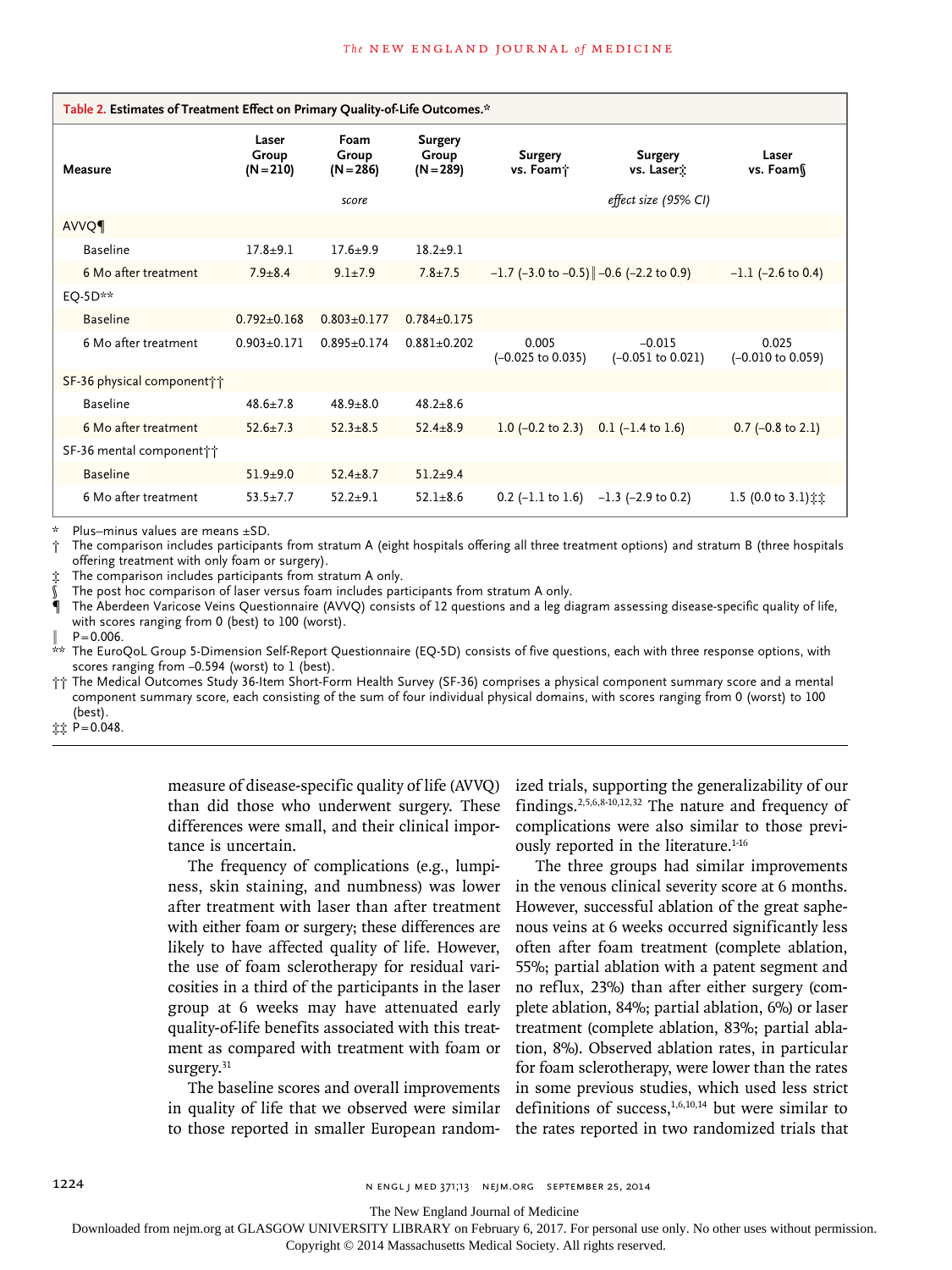**Table 2. Estimates of Treatment Effect on Primary Quality-of-Life Outcomes.***

| Measure | Laser Group (N=210) | Foam Group (N=286) | Surgery Group (N=289) | Surgery vs. Foam† | Surgery vs. Laser‡ | Laser vs. Foam§ |
|---|---|---|---|---|---|---|
| | | *score* | | | *effect size (95% CI)* | |
| AVVQ¶ | | | | | | |
| Baseline | 17.8±9.1 | 17.6±9.9 | 18.2±9.1 | | | |
| 6 Mo after treatment | 7.9±8.4 | 9.1±7.9 | 7.8±7.5 | −1.7 (−3.0 to −0.5)‖ | −0.6 (−2.2 to 0.9) | −1.1 (−2.6 to 0.4) |
| EQ-5D** | | | | | | |
| Baseline | 0.792±0.168 | 0.803±0.177 | 0.784±0.175 | | | |
| 6 Mo after treatment | 0.903±0.171 | 0.895±0.174 | 0.881±0.202 | 0.005 (−0.025 to 0.035) | −0.015 (−0.051 to 0.021) | 0.025 (−0.010 to 0.059) |
| SF-36 physical component†† | | | | | | |
| Baseline | 48.6±7.8 | 48.9±8.0 | 48.2±8.6 | | | |
| 6 Mo after treatment | 52.6±7.3 | 52.3±8.5 | 52.4±8.9 | 1.0 (−0.2 to 2.3) | 0.1 (−1.4 to 1.6) | 0.7 (−0.8 to 2.1) |
| SF-36 mental component†† | | | | | | |
| Baseline | 51.9±9.0 | 52.4±8.7 | 51.2±9.4 | | | |
| 6 Mo after treatment | 53.5±7.7 | 52.2±9.1 | 52.1±8.6 | 0.2 (−1.1 to 1.6) | −1.3 (−2.9 to 0.2) | 1.5 (0.0 to 3.1)‡‡ |

\* Plus–minus values are means ±SD.

† The comparison includes participants from stratum A (eight hospitals offering all three treatment options) and stratum B (three hospitals offering treatment with only foam or surgery).

‡ The comparison includes participants from stratum A only.

§ The post hoc comparison of laser versus foam includes participants from stratum A only.

¶ The Aberdeen Varicose Veins Questionnaire (AVVQ) consists of 12 questions and a leg diagram assessing disease-specific quality of life, with scores ranging from 0 (best) to 100 (worst).

‖ P=0.006.

** The EuroQoL Group 5-Dimension Self-Report Questionnaire (EQ-5D) consists of five questions, each with three response options, with scores ranging from −0.594 (worst) to 1 (best).

†† The Medical Outcomes Study 36-Item Short-Form Health Survey (SF-36) comprises a physical component summary score and a mental component summary score, each consisting of the sum of four individual physical domains, with scores ranging from 0 (worst) to 100 (best).

‡‡ P=0.048.

measure of disease-specific quality of life (AVVQ) than did those who underwent surgery. These differences were small, and their clinical importance is uncertain.

The frequency of complications (e.g., lumpiness, skin staining, and numbness) was lower after treatment with laser than after treatment with either foam or surgery; these differences are likely to have affected quality of life. However, the use of foam sclerotherapy for residual varicosities in a third of the participants in the laser group at 6 weeks may have attenuated early quality-of-life benefits associated with this treatment as compared with treatment with foam or surgery.[31]

The baseline scores and overall improvements in quality of life that we observed were similar to those reported in smaller European randomized trials, supporting the generalizability of our findings.[2,5,6,8-10,12,32] The nature and frequency of complications were also similar to those previously reported in the literature.[1-16]

The three groups had similar improvements in the venous clinical severity score at 6 months. However, successful ablation of the great saphenous veins at 6 weeks occurred significantly less often after foam treatment (complete ablation, 55%; partial ablation with a patent segment and no reflux, 23%) than after either surgery (complete ablation, 84%; partial ablation, 6%) or laser treatment (complete ablation, 83%; partial ablation, 8%). Observed ablation rates, in particular for foam sclerotherapy, were lower than the rates in some previous studies, which used less strict definitions of success,[1,6,10,14] but were similar to the rates reported in two randomized trials that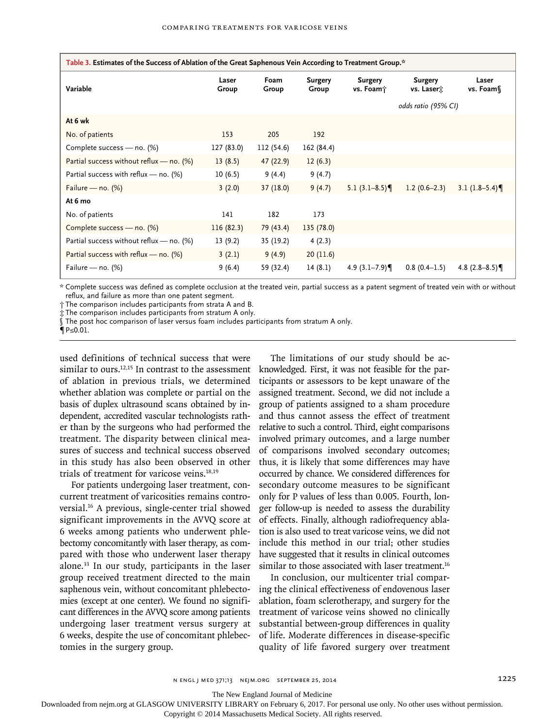**Table 3. Estimates of the Success of Ablation of the Great Saphenous Vein According to Treatment Group.***

| Variable | Laser Group | Foam Group | Surgery Group | Surgery vs. Foam† | Surgery vs. Laser‡ | Laser vs. Foam§ |
|---|---|---|---|---|---|---|
| | | | | | *odds ratio (95% CI)* | |
| **At 6 wk** | | | | | | |
| No. of patients | 153 | 205 | 192 | | | |
| Complete success — no. (%) | 127 (83.0) | 112 (54.6) | 162 (84.4) | | | |
| Partial success without reflux — no. (%) | 13 (8.5) | 47 (22.9) | 12 (6.3) | | | |
| Partial success with reflux — no. (%) | 10 (6.5) | 9 (4.4) | 9 (4.7) | | | |
| Failure — no. (%) | 3 (2.0) | 37 (18.0) | 9 (4.7) | 5.1 (3.1–8.5)¶ | 1.2 (0.6–2.3) | 3.1 (1.8–5.4)¶ |
| **At 6 mo** | | | | | | |
| No. of patients | 141 | 182 | 173 | | | |
| Complete success — no. (%) | 116 (82.3) | 79 (43.4) | 135 (78.0) | | | |
| Partial success without reflux — no. (%) | 13 (9.2) | 35 (19.2) | 4 (2.3) | | | |
| Partial success with reflux — no. (%) | 3 (2.1) | 9 (4.9) | 20 (11.6) | | | |
| Failure — no. (%) | 9 (6.4) | 59 (32.4) | 14 (8.1) | 4.9 (3.1–7.9)¶ | 0.8 (0.4–1.5) | 4.8 (2.8–8.5)¶ |

\* Complete success was defined as complete occlusion at the treated vein, partial success as a patent segment of treated vein with or without reflux, and failure as more than one patent segment.
† The comparison includes participants from strata A and B.
‡ The comparison includes participants from stratum A only.
§ The post hoc comparison of laser versus foam includes participants from stratum A only.
¶ $P \leq 0.01$.

used definitions of technical success that were similar to ours.[12,15] In contrast to the assessment of ablation in previous trials, we determined whether ablation was complete or partial on the basis of duplex ultrasound scans obtained by independent, accredited vascular technologists rather than by the surgeons who had performed the treatment. The disparity between clinical measures of success and technical success observed in this study has also been observed in other trials of treatment for varicose veins.[18,19]

For patients undergoing laser treatment, concurrent treatment of varicosities remains controversial.[16] A previous, single-center trial showed significant improvements in the AVVQ score at 6 weeks among patients who underwent phlebectomy concomitantly with laser therapy, as compared with those who underwent laser therapy alone.[33] In our study, participants in the laser group received treatment directed to the main saphenous vein, without concomitant phlebectomies (except at one center). We found no significant differences in the AVVQ score among patients undergoing laser treatment versus surgery at 6 weeks, despite the use of concomitant phlebectomies in the surgery group.

The limitations of our study should be acknowledged. First, it was not feasible for the participants or assessors to be kept unaware of the assigned treatment. Second, we did not include a group of patients assigned to a sham procedure and thus cannot assess the effect of treatment relative to such a control. Third, eight comparisons involved primary outcomes, and a large number of comparisons involved secondary outcomes; thus, it is likely that some differences may have occurred by chance. We considered differences for secondary outcome measures to be significant only for P values of less than 0.005. Fourth, longer follow-up is needed to assess the durability of effects. Finally, although radiofrequency ablation is also used to treat varicose veins, we did not include this method in our trial; other studies have suggested that it results in clinical outcomes similar to those associated with laser treatment.[16]

In conclusion, our multicenter trial comparing the clinical effectiveness of endovenous laser ablation, foam sclerotherapy, and surgery for the treatment of varicose veins showed no clinically substantial between-group differences in quality of life. Moderate differences in disease-specific quality of life favored surgery over treatment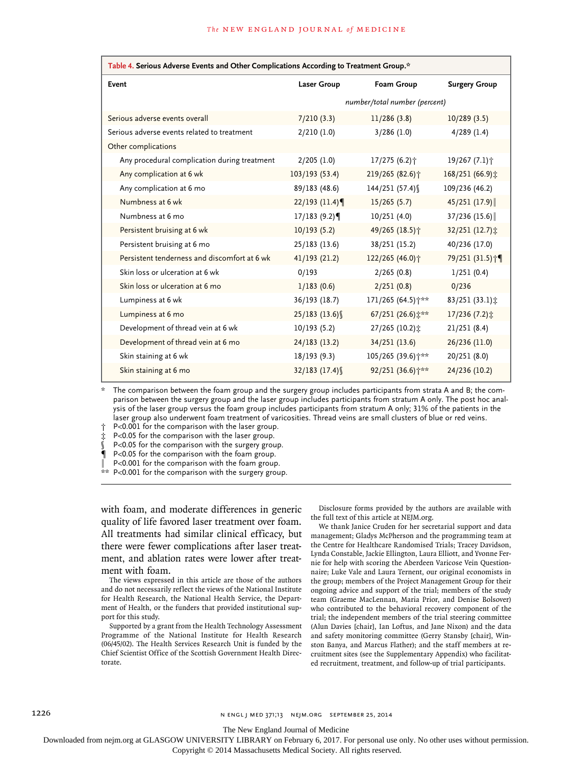**Table 4. Serious Adverse Events and Other Complications According to Treatment Group.***

| Event | Laser Group | Foam Group | Surgery Group |
|---|---|---|---|
| | *number/total number (percent)* | | |
| Serious adverse events overall | 7/210 (3.3) | 11/286 (3.8) | 10/289 (3.5) |
| Serious adverse events related to treatment | 2/210 (1.0) | 3/286 (1.0) | 4/289 (1.4) |
| Other complications | | | |
| Any procedural complication during treatment | 2/205 (1.0) | 17/275 (6.2)† | 19/267 (7.1)† |
| Any complication at 6 wk | 103/193 (53.4) | 219/265 (82.6)† | 168/251 (66.9)‡ |
| Any complication at 6 mo | 89/183 (48.6) | 144/251 (57.4)§ | 109/236 (46.2) |
| Numbness at 6 wk | 22/193 (11.4)¶ | 15/265 (5.7) | 45/251 (17.9)‖ |
| Numbness at 6 mo | 17/183 (9.2)¶ | 10/251 (4.0) | 37/236 (15.6)‖ |
| Persistent bruising at 6 wk | 10/193 (5.2) | 49/265 (18.5)† | 32/251 (12.7)‡ |
| Persistent bruising at 6 mo | 25/183 (13.6) | 38/251 (15.2) | 40/236 (17.0) |
| Persistent tenderness and discomfort at 6 wk | 41/193 (21.2) | 122/265 (46.0)† | 79/251 (31.5)†¶ |
| Skin loss or ulceration at 6 wk | 0/193 | 2/265 (0.8) | 1/251 (0.4) |
| Skin loss or ulceration at 6 mo | 1/183 (0.6) | 2/251 (0.8) | 0/236 |
| Lumpiness at 6 wk | 36/193 (18.7) | 171/265 (64.5)†** | 83/251 (33.1)‡ |
| Lumpiness at 6 mo | 25/183 (13.6)§ | 67/251 (26.6)‡** | 17/236 (7.2)‡ |
| Development of thread vein at 6 wk | 10/193 (5.2) | 27/265 (10.2)‡ | 21/251 (8.4) |
| Development of thread vein at 6 mo | 24/183 (13.2) | 34/251 (13.6) | 26/236 (11.0) |
| Skin staining at 6 wk | 18/193 (9.3) | 105/265 (39.6)†** | 20/251 (8.0) |
| Skin staining at 6 mo | 32/183 (17.4)§ | 92/251 (36.6)†** | 24/236 (10.2) |

\* The comparison between the foam group and the surgery group includes participants from strata A and B; the comparison between the surgery group and the laser group includes participants from stratum A only. The post hoc analysis of the laser group versus the foam group includes participants from stratum A only; 31% of the patients in the laser group also underwent foam treatment of varicosities. Thread veins are small clusters of blue or red veins.

† P<0.001 for the comparison with the laser group.

‡ P<0.05 for the comparison with the laser group.

§ P<0.05 for the comparison with the surgery group.

¶ P<0.05 for the comparison with the foam group.

‖ P<0.001 for the comparison with the foam group.

** P<0.001 for the comparison with the surgery group.

with foam, and moderate differences in generic quality of life favored laser treatment over foam. All treatments had similar clinical efficacy, but there were fewer complications after laser treatment, and ablation rates were lower after treatment with foam.

The views expressed in this article are those of the authors and do not necessarily reflect the views of the National Institute for Health Research, the National Health Service, the Department of Health, or the funders that provided institutional support for this study.

Supported by a grant from the Health Technology Assessment Programme of the National Institute for Health Research (06/45/02). The Health Services Research Unit is funded by the Chief Scientist Office of the Scottish Government Health Directorate.

Disclosure forms provided by the authors are available with the full text of this article at NEJM.org.

We thank Janice Cruden for her secretarial support and data management; Gladys McPherson and the programming team at the Centre for Healthcare Randomised Trials; Tracey Davidson, Lynda Constable, Jackie Ellington, Laura Elliott, and Yvonne Fernie for help with scoring the Aberdeen Varicose Vein Questionnaire; Luke Vale and Laura Ternent, our original economists in the group; members of the Project Management Group for their ongoing advice and support of the trial; members of the study team (Graeme MacLennan, Maria Prior, and Denise Bolsover) who contributed to the behavioral recovery component of the trial; the independent members of the trial steering committee (Alun Davies [chair], Ian Loftus, and Jane Nixon) and the data and safety monitoring committee (Gerry Stansby [chair], Winston Banya, and Marcus Flather); and the staff members at recruitment sites (see the Supplementary Appendix) who facilitated recruitment, treatment, and follow-up of trial participants.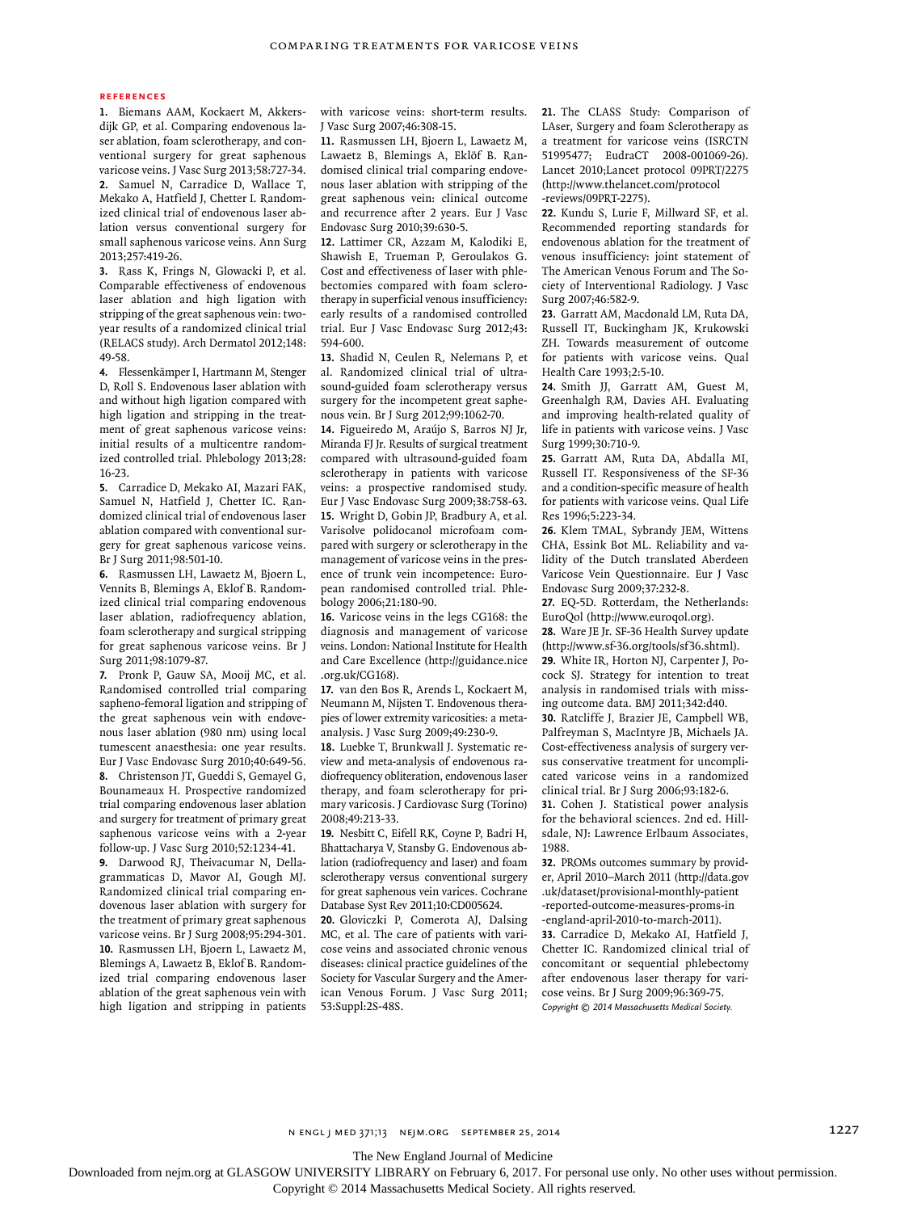## References

1. Biemans AAM, Kockaert M, Akkersdijk GP, et al. Comparing endovenous laser ablation, foam sclerotherapy, and conventional surgery for great saphenous varicose veins. J Vasc Surg 2013;58:727-34.
2. Samuel N, Carradice D, Wallace T, Mekako A, Hatfield J, Chetter I. Randomized clinical trial of endovenous laser ablation versus conventional surgery for small saphenous varicose veins. Ann Surg 2013;257:419-26.
3. Rass K, Frings N, Glowacki P, et al. Comparable effectiveness of endovenous laser ablation and high ligation with stripping of the great saphenous vein: two-year results of a randomized clinical trial (RELACS study). Arch Dermatol 2012;148:49-58.
4. Flessenkämper I, Hartmann M, Stenger D, Roll S. Endovenous laser ablation with and without high ligation compared with high ligation and stripping in the treatment of great saphenous varicose veins: initial results of a multicentre randomized controlled trial. Phlebology 2013;28:16-23.
5. Carradice D, Mekako AI, Mazari FAK, Samuel N, Hatfield J, Chetter IC. Randomized clinical trial of endovenous laser ablation compared with conventional surgery for great saphenous varicose veins. Br J Surg 2011;98:501-10.
6. Rasmussen LH, Lawaetz M, Bjoern L, Vennits B, Blemings A, Eklof B. Randomized clinical trial comparing endovenous laser ablation, radiofrequency ablation, foam sclerotherapy and surgical stripping for great saphenous varicose veins. Br J Surg 2011;98:1079-87.
7. Pronk P, Gauw SA, Mooij MC, et al. Randomised controlled trial comparing sapheno-femoral ligation and stripping of the great saphenous vein with endovenous laser ablation (980 nm) using local tumescent anaesthesia: one year results. Eur J Vasc Endovasc Surg 2010;40:649-56.
8. Christenson JT, Gueddi S, Gemayel G, Bounameaux H. Prospective randomized trial comparing endovenous laser ablation and surgery for treatment of primary great saphenous varicose veins with a 2-year follow-up. J Vasc Surg 2010;52:1234-41.
9. Darwood RJ, Theivacumar N, Dellagrammaticas D, Mavor AI, Gough MJ. Randomized clinical trial comparing endovenous laser ablation with surgery for the treatment of primary great saphenous varicose veins. Br J Surg 2008;95:294-301.
10. Rasmussen LH, Bjoern L, Lawaetz M, Blemings A, Lawaetz B, Eklof B. Randomized trial comparing endovenous laser ablation of the great saphenous vein with high ligation and stripping in patients with varicose veins: short-term results. J Vasc Surg 2007;46:308-15.
11. Rasmussen LH, Bjoern L, Lawaetz M, Lawaetz B, Blemings A, Eklöf B. Randomised clinical trial comparing endovenous laser ablation with stripping of the great saphenous vein: clinical outcome and recurrence after 2 years. Eur J Vasc Endovasc Surg 2010;39:630-5.
12. Lattimer CR, Azzam M, Kalodiki E, Shawish E, Trueman P, Geroulakos G. Cost and effectiveness of laser with phlebectomies compared with foam sclerotherapy in superficial venous insufficiency: early results of a randomised controlled trial. Eur J Vasc Endovasc Surg 2012;43:594-600.
13. Shadid N, Ceulen R, Nelemans P, et al. Randomized clinical trial of ultrasound-guided foam sclerotherapy versus surgery for the incompetent great saphenous vein. Br J Surg 2012;99:1062-70.
14. Figueiredo M, Araújo S, Barros NJ Jr, Miranda FJ Jr. Results of surgical treatment compared with ultrasound-guided foam sclerotherapy in patients with varicose veins: a prospective randomised study. Eur J Vasc Endovasc Surg 2009;38:758-63.
15. Wright D, Gobin JP, Bradbury A, et al. Varisolve polidocanol microfoam compared with surgery or sclerotherapy in the management of varicose veins in the presence of trunk vein incompetence: European randomised controlled trial. Phlebology 2006;21:180-90.
16. Varicose veins in the legs CG168: the diagnosis and management of varicose veins. London: National Institute for Health and Care Excellence (http://guidance.nice.org.uk/CG168).
17. van den Bos R, Arends L, Kockaert M, Neumann M, Nijsten T. Endovenous therapies of lower extremity varicosities: a meta-analysis. J Vasc Surg 2009;49:230-9.
18. Luebke T, Brunkwall J. Systematic review and meta-analysis of endovenous radiofrequency obliteration, endovenous laser therapy, and foam sclerotherapy for primary varicosis. J Cardiovasc Surg (Torino) 2008;49:213-33.
19. Nesbitt C, Eifell RK, Coyne P, Badri H, Bhattacharya V, Stansby G. Endovenous ablation (radiofrequency and laser) and foam sclerotherapy versus conventional surgery for great saphenous vein varices. Cochrane Database Syst Rev 2011;10:CD005624.
20. Gloviczki P, Comerota AJ, Dalsing MC, et al. The care of patients with varicose veins and associated chronic venous diseases: clinical practice guidelines of the Society for Vascular Surgery and the American Venous Forum. J Vasc Surg 2011;53:Suppl:2S-48S.
21. The CLASS Study: Comparison of LAser, Surgery and foam Sclerotherapy as a treatment for varicose veins (ISRCTN 51995477; EudraCT 2008-001069-26). Lancet 2010;Lancet protocol 09PRT/2275 (http://www.thelancet.com/protocol-reviews/09PRT-2275).
22. Kundu S, Lurie F, Millward SF, et al. Recommended reporting standards for endovenous ablation for the treatment of venous insufficiency: joint statement of The American Venous Forum and The Society of Interventional Radiology. J Vasc Surg 2007;46:582-9.
23. Garratt AM, Macdonald LM, Ruta DA, Russell IT, Buckingham JK, Krukowski ZH. Towards measurement of outcome for patients with varicose veins. Qual Health Care 1993;2:5-10.
24. Smith JJ, Garratt AM, Guest M, Greenhalgh RM, Davies AH. Evaluating and improving health-related quality of life in patients with varicose veins. J Vasc Surg 1999;30:710-9.
25. Garratt AM, Ruta DA, Abdalla MI, Russell IT. Responsiveness of the SF-36 and a condition-specific measure of health for patients with varicose veins. Qual Life Res 1996;5:223-34.
26. Klem TMAL, Sybrandy JEM, Wittens CHA, Essink Bot ML. Reliability and validity of the Dutch translated Aberdeen Varicose Vein Questionnaire. Eur J Vasc Endovasc Surg 2009;37:232-8.
27. EQ-5D. Rotterdam, the Netherlands: EuroQol (http://www.euroqol.org).
28. Ware JE Jr. SF-36 Health Survey update (http://www.sf-36.org/tools/sf36.shtml).
29. White IR, Horton NJ, Carpenter J, Pocock SJ. Strategy for intention to treat analysis in randomised trials with missing outcome data. BMJ 2011;342:d40.
30. Ratcliffe J, Brazier JE, Campbell WB, Palfreyman S, MacIntyre JB, Michaels JA. Cost-effectiveness analysis of surgery versus conservative treatment for uncomplicated varicose veins in a randomized clinical trial. Br J Surg 2006;93:182-6.
31. Cohen J. Statistical power analysis for the behavioral sciences. 2nd ed. Hillsdale, NJ: Lawrence Erlbaum Associates, 1988.
32. PROMs outcomes summary by provider, April 2010–March 2011 (http://data.gov.uk/dataset/provisional-monthly-patient-reported-outcome-measures-proms-in-england-april-2010-to-march-2011).
33. Carradice D, Mekako AI, Hatfield J, Chetter IC. Randomized clinical trial of concomitant or sequential phlebectomy after endovenous laser therapy for varicose veins. Br J Surg 2009;96:369-75.

*Copyright © 2014 Massachusetts Medical Society.*